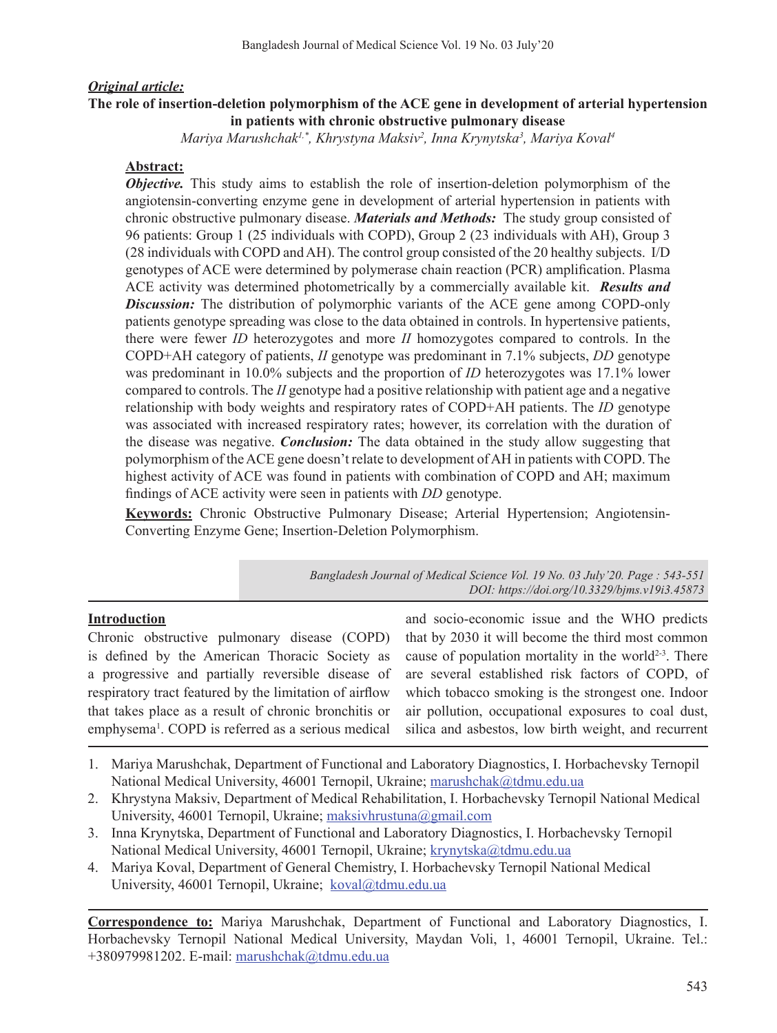***Original article:***

# The role of insertion-deletion polymorphism of the ACE gene in development of arterial hypertension in patients with chronic obstructive pulmonary disease

*Mariya Marushchak[1,*], Khrystyna Maksiv[2], Inna Krynytska[3], Mariya Koval[4]*

## Abstract:

***Objective.*** This study aims to establish the role of insertion-deletion polymorphism of the angiotensin-converting enzyme gene in development of arterial hypertension in patients with chronic obstructive pulmonary disease. ***Materials and Methods:*** The study group consisted of 96 patients: Group 1 (25 individuals with COPD), Group 2 (23 individuals with AH), Group 3 (28 individuals with COPD and AH). The control group consisted of the 20 healthy subjects. I/D genotypes of ACE were determined by polymerase chain reaction (PCR) amplification. Plasma ACE activity was determined photometrically by a commercially available kit. ***Results and Discussion:*** The distribution of polymorphic variants of the ACE gene among COPD-only patients genotype spreading was close to the data obtained in controls. In hypertensive patients, there were fewer *ID* heterozygotes and more *II* homozygotes compared to controls. In the COPD+AH category of patients, *II* genotype was predominant in 7.1% subjects, *DD* genotype was predominant in 10.0% subjects and the proportion of *ID* heterozygotes was 17.1% lower compared to controls. The *II* genotype had a positive relationship with patient age and a negative relationship with body weights and respiratory rates of COPD+AH patients. The *ID* genotype was associated with increased respiratory rates; however, its correlation with the duration of the disease was negative. ***Conclusion:*** The data obtained in the study allow suggesting that polymorphism of the ACE gene doesn't relate to development of AH in patients with COPD. The highest activity of ACE was found in patients with combination of COPD and AH; maximum findings of ACE activity were seen in patients with *DD* genotype.

**Keywords:** Chronic Obstructive Pulmonary Disease; Arterial Hypertension; Angiotensin-Converting Enzyme Gene; Insertion-Deletion Polymorphism.

*Bangladesh Journal of Medical Science Vol. 19 No. 03 July'20. Page : 543-551*
*DOI: https://doi.org/10.3329/bjms.v19i3.45873*

## Introduction

Chronic obstructive pulmonary disease (COPD) is defined by the American Thoracic Society as a progressive and partially reversible disease of respiratory tract featured by the limitation of airflow that takes place as a result of chronic bronchitis or emphysema[1]. COPD is referred as a serious medical and socio-economic issue and the WHO predicts that by 2030 it will become the third most common cause of population mortality in the world[2-3]. There are several established risk factors of COPD, of which tobacco smoking is the strongest one. Indoor air pollution, occupational exposures to coal dust, silica and asbestos, low birth weight, and recurrent

---

1. Mariya Marushchak, Department of Functional and Laboratory Diagnostics, I. Horbachevsky Ternopil National Medical University, 46001 Ternopil, Ukraine; marushchak@tdmu.edu.ua
2. Khrystyna Maksiv, Department of Medical Rehabilitation, I. Horbachevsky Ternopil National Medical University, 46001 Ternopil, Ukraine; maksivhrustuna@gmail.com
3. Inna Krynytska, Department of Functional and Laboratory Diagnostics, I. Horbachevsky Ternopil National Medical University, 46001 Ternopil, Ukraine; krynytska@tdmu.edu.ua
4. Mariya Koval, Department of General Chemistry, I. Horbachevsky Ternopil National Medical University, 46001 Ternopil, Ukraine; koval@tdmu.edu.ua

**Correspondence to:** Mariya Marushchak, Department of Functional and Laboratory Diagnostics, I. Horbachevsky Ternopil National Medical University, Maydan Voli, 1, 46001 Ternopil, Ukraine. Tel.: +380979981202. E-mail: marushchak@tdmu.edu.ua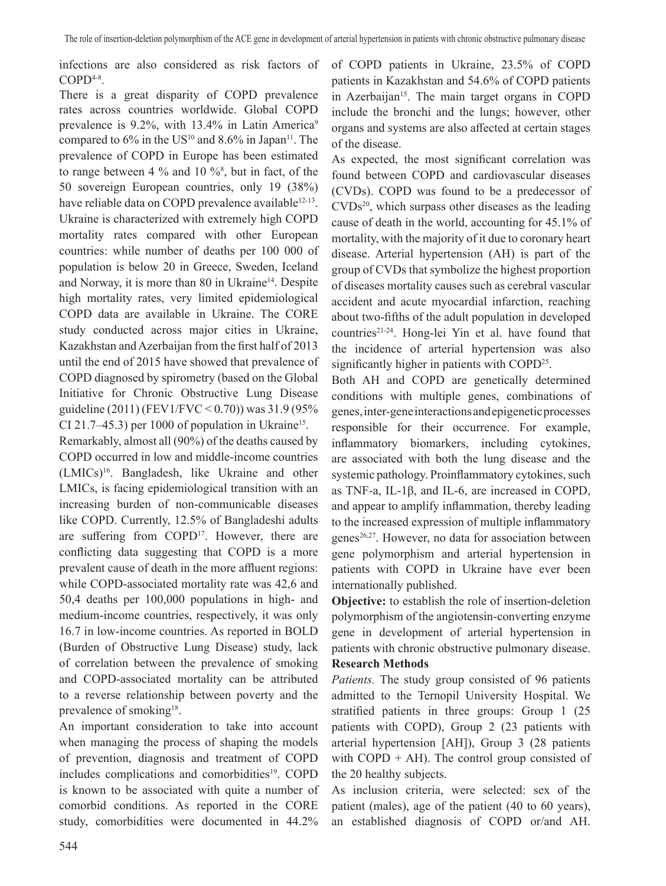infections are also considered as risk factors of COPD[4-8].

There is a great disparity of COPD prevalence rates across countries worldwide. Global COPD prevalence is 9.2%, with 13.4% in Latin America[9] compared to 6% in the US[10] and 8.6% in Japan[11]. The prevalence of COPD in Europe has been estimated to range between 4 % and 10 %[8], but in fact, of the 50 sovereign European countries, only 19 (38%) have reliable data on COPD prevalence available[12-13]. Ukraine is characterized with extremely high COPD mortality rates compared with other European countries: while number of deaths per 100 000 of population is below 20 in Greece, Sweden, Iceland and Norway, it is more than 80 in Ukraine[14]. Despite high mortality rates, very limited epidemiological COPD data are available in Ukraine. The CORE study conducted across major cities in Ukraine, Kazakhstan and Azerbaijan from the first half of 2013 until the end of 2015 have showed that prevalence of COPD diagnosed by spirometry (based on the Global Initiative for Chronic Obstructive Lung Disease guideline (2011) (FEV1/FVC < 0.70)) was 31.9 (95% CI 21.7–45.3) per 1000 of population in Ukraine[15].

Remarkably, almost all (90%) of the deaths caused by COPD occurred in low and middle-income countries (LMICs)[16]. Bangladesh, like Ukraine and other LMICs, is facing epidemiological transition with an increasing burden of non-communicable diseases like COPD. Currently, 12.5% of Bangladeshi adults are suffering from COPD[17]. However, there are conflicting data suggesting that COPD is a more prevalent cause of death in the more affluent regions: while COPD-associated mortality rate was 42,6 and 50,4 deaths per 100,000 populations in high- and medium-income countries, respectively, it was only 16.7 in low-income countries. As reported in BOLD (Burden of Obstructive Lung Disease) study, lack of correlation between the prevalence of smoking and COPD-associated mortality can be attributed to a reverse relationship between poverty and the prevalence of smoking[18].

An important consideration to take into account when managing the process of shaping the models of prevention, diagnosis and treatment of COPD includes complications and comorbidities[19]. COPD is known to be associated with quite a number of comorbid conditions. As reported in the CORE study, comorbidities were documented in 44.2% of COPD patients in Ukraine, 23.5% of COPD patients in Kazakhstan and 54.6% of COPD patients in Azerbaijan[15]. The main target organs in COPD include the bronchi and the lungs; however, other organs and systems are also affected at certain stages of the disease.

As expected, the most significant correlation was found between COPD and cardiovascular diseases (CVDs). COPD was found to be a predecessor of CVDs[20], which surpass other diseases as the leading cause of death in the world, accounting for 45.1% of mortality, with the majority of it due to coronary heart disease. Arterial hypertension (AH) is part of the group of CVDs that symbolize the highest proportion of diseases mortality causes such as cerebral vascular accident and acute myocardial infarction, reaching about two-fifths of the adult population in developed countries[21-24]. Hong-lei Yin et al. have found that the incidence of arterial hypertension was also significantly higher in patients with COPD[25].

Both AH and COPD are genetically determined conditions with multiple genes, combinations of genes, inter-gene interactions and epigenetic processes responsible for their occurrence. For example, inflammatory biomarkers, including cytokines, are associated with both the lung disease and the systemic pathology. Proinflammatory cytokines, such as TNF-a, IL-1β, and IL-6, are increased in COPD, and appear to amplify inflammation, thereby leading to the increased expression of multiple inflammatory genes[26,27]. However, no data for association between gene polymorphism and arterial hypertension in patients with COPD in Ukraine have ever been internationally published.

**Objective:** to establish the role of insertion-deletion polymorphism of the angiotensin-converting enzyme gene in development of arterial hypertension in patients with chronic obstructive pulmonary disease.

## Research Methods

*Patients.* The study group consisted of 96 patients admitted to the Ternopil University Hospital. We stratified patients in three groups: Group 1 (25 patients with COPD), Group 2 (23 patients with arterial hypertension [AH]), Group 3 (28 patients with COPD + AH). The control group consisted of the 20 healthy subjects.

As inclusion criteria, were selected: sex of the patient (males), age of the patient (40 to 60 years), an established diagnosis of COPD or/and AH.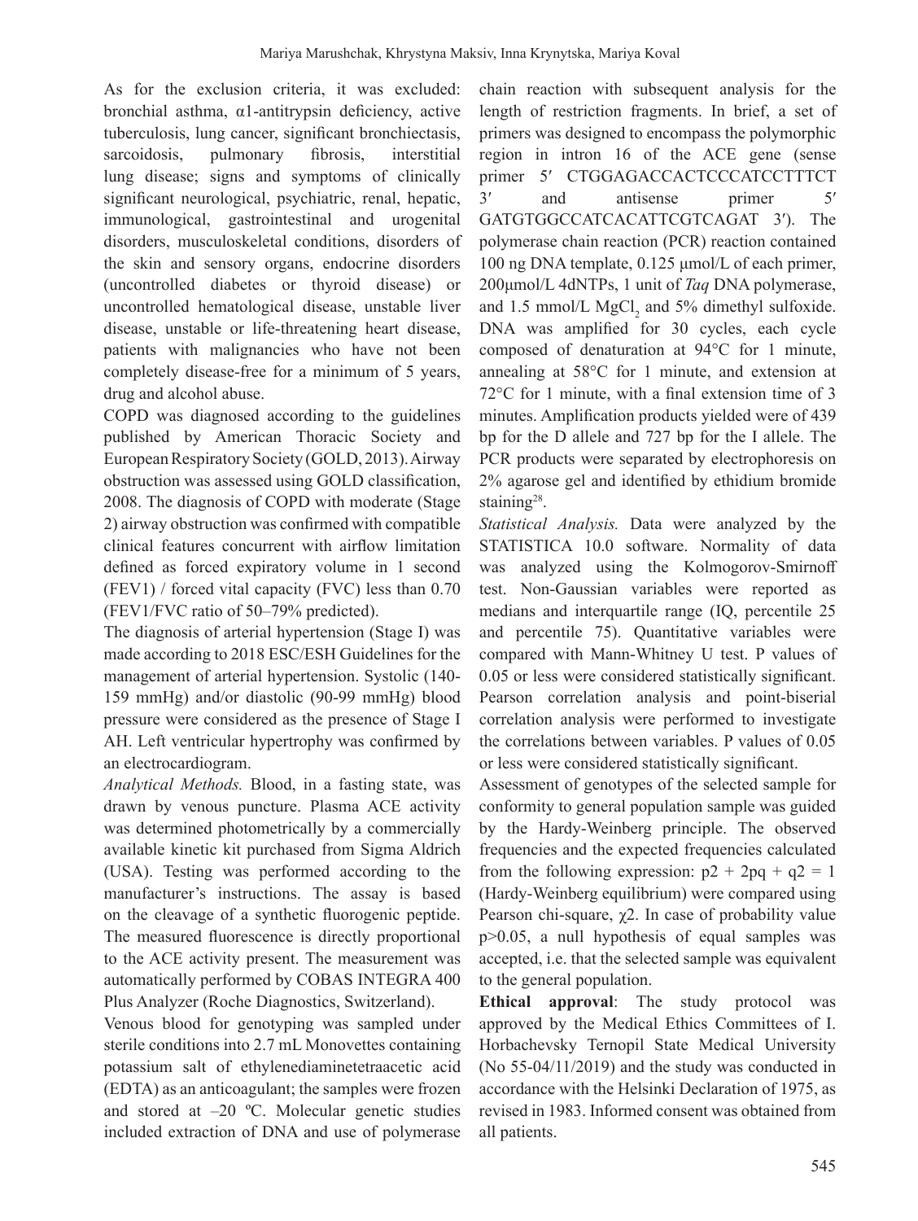As for the exclusion criteria, it was excluded: bronchial asthma, α1-antitrypsin deficiency, active tuberculosis, lung cancer, significant bronchiectasis, sarcoidosis, pulmonary fibrosis, interstitial lung disease; signs and symptoms of clinically significant neurological, psychiatric, renal, hepatic, immunological, gastrointestinal and urogenital disorders, musculoskeletal conditions, disorders of the skin and sensory organs, endocrine disorders (uncontrolled diabetes or thyroid disease) or uncontrolled hematological disease, unstable liver disease, unstable or life-threatening heart disease, patients with malignancies who have not been completely disease-free for a minimum of 5 years, drug and alcohol abuse.

COPD was diagnosed according to the guidelines published by American Thoracic Society and European Respiratory Society (GOLD, 2013). Airway obstruction was assessed using GOLD classification, 2008. The diagnosis of COPD with moderate (Stage 2) airway obstruction was confirmed with compatible clinical features concurrent with airflow limitation defined as forced expiratory volume in 1 second (FEV1) / forced vital capacity (FVC) less than 0.70 (FEV1/FVC ratio of 50–79% predicted).

The diagnosis of arterial hypertension (Stage I) was made according to 2018 ESC/ESH Guidelines for the management of arterial hypertension. Systolic (140-159 mmHg) and/or diastolic (90-99 mmHg) blood pressure were considered as the presence of Stage I AH. Left ventricular hypertrophy was confirmed by an electrocardiogram.

*Analytical Methods.* Blood, in a fasting state, was drawn by venous puncture. Plasma ACE activity was determined photometrically by a commercially available kinetic kit purchased from Sigma Aldrich (USA). Testing was performed according to the manufacturer's instructions. The assay is based on the cleavage of a synthetic fluorogenic peptide. The measured fluorescence is directly proportional to the ACE activity present. The measurement was automatically performed by COBAS INTEGRA 400 Plus Analyzer (Roche Diagnostics, Switzerland).

Venous blood for genotyping was sampled under sterile conditions into 2.7 mL Monovettes containing potassium salt of ethylenediaminetetraacetic acid (EDTA) as an anticoagulant; the samples were frozen and stored at –20 ºC. Molecular genetic studies included extraction of DNA and use of polymerase chain reaction with subsequent analysis for the length of restriction fragments. In brief, a set of primers was designed to encompass the polymorphic region in intron 16 of the ACE gene (sense primer 5′ CTGGAGACCACTCCCATCCTTTCT 3′ and antisense primer 5′ GATGTGGCCATCACATTCGTCAGAT 3′). The polymerase chain reaction (PCR) reaction contained 100 ng DNA template, 0.125 μmol/L of each primer, 200μmol/L 4dNTPs, 1 unit of *Taq* DNA polymerase, and 1.5 mmol/L $MgCl_2$ and 5% dimethyl sulfoxide. DNA was amplified for 30 cycles, each cycle composed of denaturation at 94°C for 1 minute, annealing at 58°C for 1 minute, and extension at 72°C for 1 minute, with a final extension time of 3 minutes. Amplification products yielded were of 439 bp for the D allele and 727 bp for the I allele. The PCR products were separated by electrophoresis on 2% agarose gel and identified by ethidium bromide staining[28].

*Statistical Analysis.* Data were analyzed by the STATISTICA 10.0 software. Normality of data was analyzed using the Kolmogorov-Smirnoff test. Non-Gaussian variables were reported as medians and interquartile range (IQ, percentile 25 and percentile 75). Quantitative variables were compared with Mann-Whitney U test. P values of 0.05 or less were considered statistically significant. Pearson correlation analysis and point-biserial correlation analysis were performed to investigate the correlations between variables. P values of 0.05 or less were considered statistically significant.

Assessment of genotypes of the selected sample for conformity to general population sample was guided by the Hardy-Weinberg principle. The observed frequencies and the expected frequencies calculated from the following expression: $p2 + 2pq + q2 = 1$ (Hardy-Weinberg equilibrium) were compared using Pearson chi-square, $\chi 2$. In case of probability value $p>0.05$, a null hypothesis of equal samples was accepted, i.e. that the selected sample was equivalent to the general population.

**Ethical approval**: The study protocol was approved by the Medical Ethics Committees of I. Horbachevsky Ternopil State Medical University (No 55-04/11/2019) and the study was conducted in accordance with the Helsinki Declaration of 1975, as revised in 1983. Informed consent was obtained from all patients.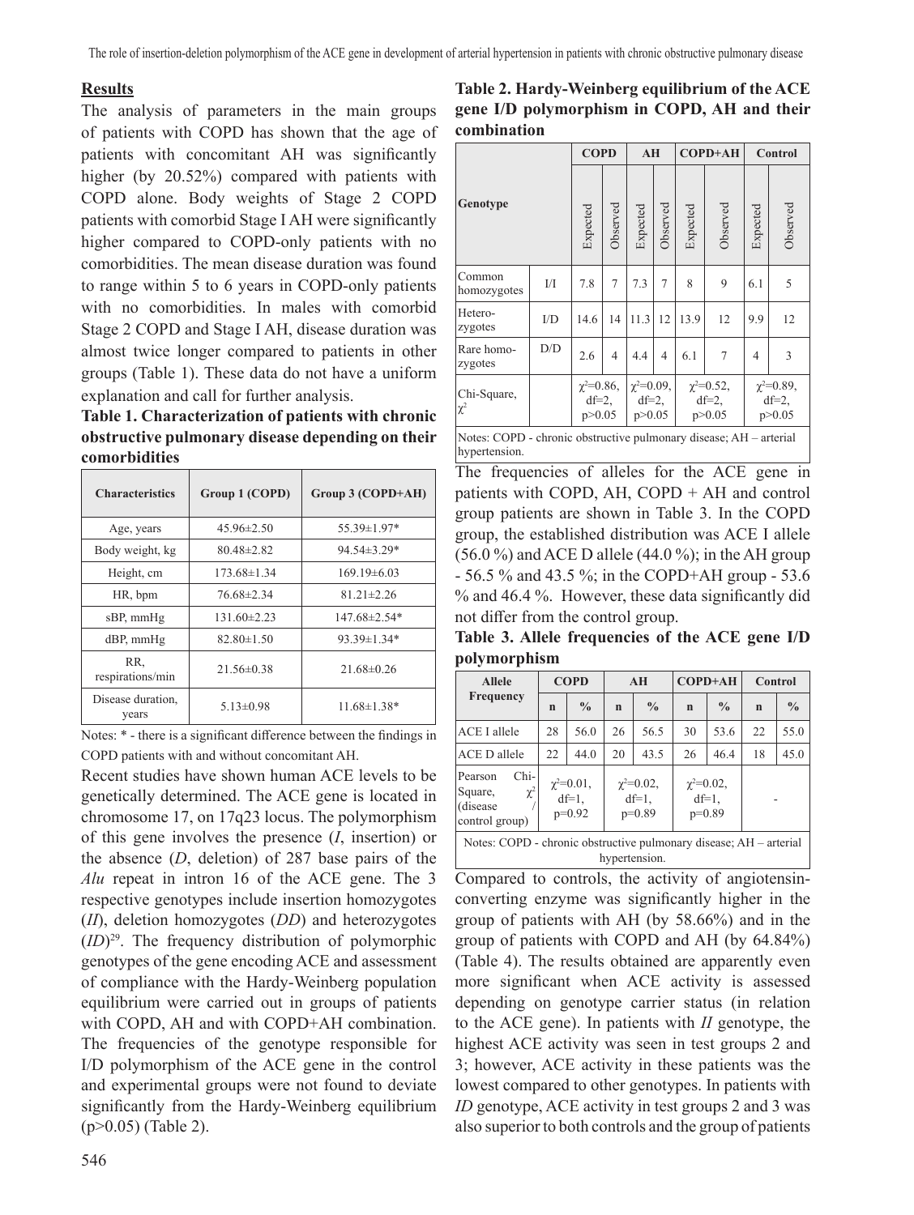## Results

The analysis of parameters in the main groups of patients with COPD has shown that the age of patients with concomitant AH was significantly higher (by 20.52%) compared with patients with COPD alone. Body weights of Stage 2 COPD patients with comorbid Stage I AH were significantly higher compared to COPD-only patients with no comorbidities. The mean disease duration was found to range within 5 to 6 years in COPD-only patients with no comorbidities. In males with comorbid Stage 2 COPD and Stage I AH, disease duration was almost twice longer compared to patients in other groups (Table 1). These data do not have a uniform explanation and call for further analysis.

**Table 1. Characterization of patients with chronic obstructive pulmonary disease depending on their comorbidities**

| Characteristics | Group 1 (COPD) | Group 3 (COPD+AH) |
|---|---|---|
| Age, years | 45.96±2.50 | 55.39±1.97* |
| Body weight, kg | 80.48±2.82 | 94.54±3.29* |
| Height, cm | 173.68±1.34 | 169.19±6.03 |
| HR, bpm | 76.68±2.34 | 81.21±2.26 |
| sBP, mmHg | 131.60±2.23 | 147.68±2.54* |
| dBP, mmHg | 82.80±1.50 | 93.39±1.34* |
| RR, respirations/min | 21.56±0.38 | 21.68±0.26 |
| Disease duration, years | 5.13±0.98 | 11.68±1.38* |

Notes: * - there is a significant difference between the findings in COPD patients with and without concomitant AH.

Recent studies have shown human ACE levels to be genetically determined. The ACE gene is located in chromosome 17, on 17q23 locus. The polymorphism of this gene involves the presence (*I*, insertion) or the absence (*D*, deletion) of 287 base pairs of the *Alu* repeat in intron 16 of the ACE gene. The 3 respective genotypes include insertion homozygotes (*II*), deletion homozygotes (*DD*) and heterozygotes (*ID*)[29]. The frequency distribution of polymorphic genotypes of the gene encoding ACE and assessment of compliance with the Hardy-Weinberg population equilibrium were carried out in groups of patients with COPD, AH and with COPD+AH combination. The frequencies of the genotype responsible for I/D polymorphism of the ACE gene in the control and experimental groups were not found to deviate significantly from the Hardy-Weinberg equilibrium ($p>0.05$) (Table 2).

**Table 2. Hardy-Weinberg equilibrium of the ACE gene I/D polymorphism in COPD, AH and their combination**

| Genotype | | COPD | | AH | | COPD+AH | | Control | |
|---|---|---|---|---|---|---|---|---|---|
| | | Expected | Observed | Expected | Observed | Expected | Observed | Expected | Observed |
| Common homozygotes | I/I | 7.8 | 7 | 7.3 | 7 | 8 | 9 | 6.1 | 5 |
| Hetero-zygotes | I/D | 14.6 | 14 | 11.3 | 12 | 13.9 | 12 | 9.9 | 12 |
| Rare homo-zygotes | D/D | 2.6 | 4 | 4.4 | 4 | 6.1 | 7 | 4 | 3 |
| Chi-Square, $\chi^2$ | | $\chi^2=0.86$, df=2, $p>0.05$ | | $\chi^2=0.09$, df=2, $p>0.05$ | | $\chi^2=0.52$, df=2, $p>0.05$ | | $\chi^2=0.89$, df=2, $p>0.05$ | |

Notes: COPD - chronic obstructive pulmonary disease; AH – arterial hypertension.

The frequencies of alleles for the ACE gene in patients with COPD, AH, COPD + AH and control group patients are shown in Table 3. In the COPD group, the established distribution was ACE I allele (56.0 %) and ACE D allele (44.0 %); in the AH group - 56.5 % and 43.5 %; in the COPD+AH group - 53.6 % and 46.4 %. However, these data significantly did not differ from the control group.

**Table 3. Allele frequencies of the ACE gene I/D polymorphism**

| Allele Frequency | COPD | | AH | | COPD+AH | | Control | |
|---|---|---|---|---|---|---|---|---|
| | n | % | n | % | n | % | n | % |
| ACE I allele | 28 | 56.0 | 26 | 56.5 | 30 | 53.6 | 22 | 55.0 |
| ACE D allele | 22 | 44.0 | 20 | 43.5 | 26 | 46.4 | 18 | 45.0 |
| Pearson Chi-Square, $\chi^2$ (disease / control group) | $\chi^2=0.01$, df=1, p=0.92 | | $\chi^2=0.02$, df=1, p=0.89 | | $\chi^2=0.02$, df=1, p=0.89 | | - | |

Notes: COPD - chronic obstructive pulmonary disease; AH – arterial hypertension.

Compared to controls, the activity of angiotensin-converting enzyme was significantly higher in the group of patients with AH (by 58.66%) and in the group of patients with COPD and AH (by 64.84%) (Table 4). The results obtained are apparently even more significant when ACE activity is assessed depending on genotype carrier status (in relation to the ACE gene). In patients with *II* genotype, the highest ACE activity was seen in test groups 2 and 3; however, ACE activity in these patients was the lowest compared to other genotypes. In patients with *ID* genotype, ACE activity in test groups 2 and 3 was also superior to both controls and the group of patients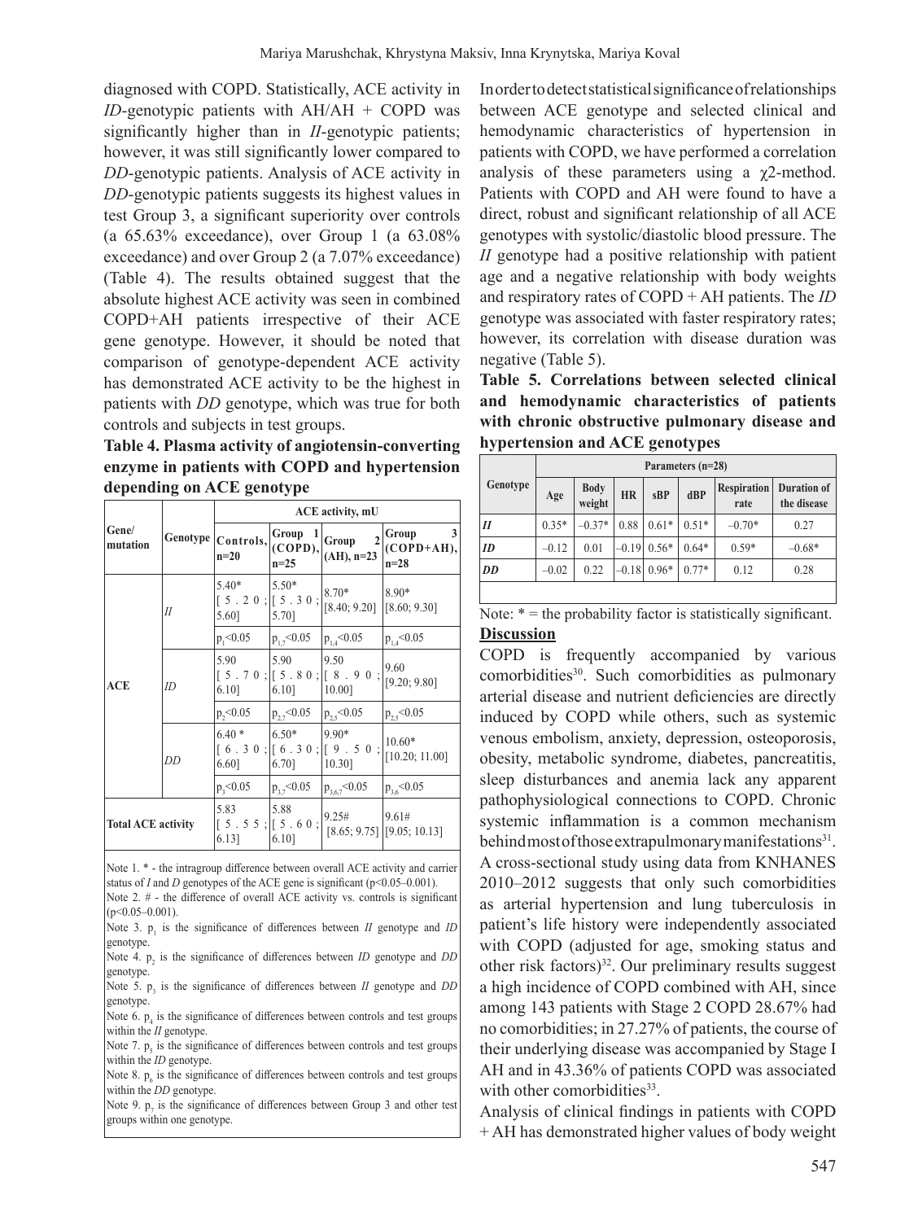diagnosed with COPD. Statistically, ACE activity in *ID*-genotypic patients with AH/AH + COPD was significantly higher than in *II*-genotypic patients; however, it was still significantly lower compared to *DD*-genotypic patients. Analysis of ACE activity in *DD*-genotypic patients suggests its highest values in test Group 3, a significant superiority over controls (a 65.63% exceedance), over Group 1 (a 63.08% exceedance) and over Group 2 (a 7.07% exceedance) (Table 4). The results obtained suggest that the absolute highest ACE activity was seen in combined COPD+AH patients irrespective of their ACE gene genotype. However, it should be noted that comparison of genotype-dependent ACE activity has demonstrated ACE activity to be the highest in patients with *DD* genotype, which was true for both controls and subjects in test groups.

**Table 4. Plasma activity of angiotensin-converting enzyme in patients with COPD and hypertension depending on ACE genotype**

| Gene/ mutation | Genotype | ACE activity, mU | | | |
|---|---|---|---|---|---|
| | | Controls, n=20 | Group 1 (COPD), n=25 | Group 2 (AH), n=23 | Group 3 (COPD+AH), n=28 |
| ACE | *II* | 5.40* [5.20; 5.60] | 5.50* [5.30; 5.70] | 8.70* [8.40; 9.20] | 8.90* [8.60; 9.30] |
| | | $p_1<0.05$ | $p_{1,7}<0.05$ | $p_{1,4}<0.05$ | $p_{1,4}<0.05$ |
| | *ID* | 5.90 [5.70; 6.10] | 5.90 [5.80; 6.10] | 9.50 [8.90; 10.00] | 9.60 [9.20; 9.80] |
| | | $p_2<0.05$ | $p_{2,7}<0.05$ | $p_{2,5}<0.05$ | $p_{2,5}<0.05$ |
| | *DD* | 6.40 * [6.30; 6.60] | 6.50* [6.30; 6.70] | 9.90* [9.50; 10.30] | 10.60* [10.20; 11.00] |
| | | $p_3<0.05$ | $p_{3,7}<0.05$ | $p_{3,6,7}<0.05$ | $p_{3,6}<0.05$ |
| Total ACE activity | | 5.83 [5.55; 6.13] | 5.88 [5.60; 6.10] | 9.25# [8.65; 9.75] | 9.61# [9.05; 10.13] |

Note 1. * - the intragroup difference between overall ACE activity and carrier status of *I* and *D* genotypes of the ACE gene is significant (p<0.05–0.001).
Note 2. # - the difference of overall ACE activity vs. controls is significant (p<0.05–0.001).
Note 3. $p_1$ is the significance of differences between *II* genotype and *ID* genotype.
Note 4. $p_2$ is the significance of differences between *ID* genotype and *DD* genotype.
Note 5. $p_3$ is the significance of differences between *II* genotype and *DD* genotype.
Note 6. $p_4$ is the significance of differences between controls and test groups within the *II* genotype.
Note 7. $p_5$ is the significance of differences between controls and test groups within the *ID* genotype.
Note 8. $p_6$ is the significance of differences between controls and test groups within the *DD* genotype.
Note 9. $p_7$ is the significance of differences between Group 3 and other test groups within one genotype.

In order to detect statistical significance of relationships between ACE genotype and selected clinical and hemodynamic characteristics of hypertension in patients with COPD, we have performed a correlation analysis of these parameters using a $\chi 2$-method. Patients with COPD and AH were found to have a direct, robust and significant relationship of all ACE genotypes with systolic/diastolic blood pressure. The *II* genotype had a positive relationship with patient age and a negative relationship with body weights and respiratory rates of COPD + AH patients. The *ID* genotype was associated with faster respiratory rates; however, its correlation with disease duration was negative (Table 5).

**Table 5. Correlations between selected clinical and hemodynamic characteristics of patients with chronic obstructive pulmonary disease and hypertension and ACE genotypes**

| Genotype | Parameters (n=28) | | | | | | |
|---|---|---|---|---|---|---|---|
| | Age | Body weight | HR | sBP | dBP | Respiration rate | Duration of the disease |
| *II* | 0.35* | –0.37* | 0.88 | 0.61* | 0.51* | –0.70* | 0.27 |
| *ID* | –0.12 | 0.01 | –0.19 | 0.56* | 0.64* | 0.59* | –0.68* |
| *DD* | –0.02 | 0.22 | –0.18 | 0.96* | 0.77* | 0.12 | 0.28 |

Note: * = the probability factor is statistically significant.

## Discussion

COPD is frequently accompanied by various comorbidities[30]. Such comorbidities as pulmonary arterial disease and nutrient deficiencies are directly induced by COPD while others, such as systemic venous embolism, anxiety, depression, osteoporosis, obesity, metabolic syndrome, diabetes, pancreatitis, sleep disturbances and anemia lack any apparent pathophysiological connections to COPD. Chronic systemic inflammation is a common mechanism behind most of those extrapulmonary manifestations[31]. A cross-sectional study using data from KNHANES 2010–2012 suggests that only such comorbidities as arterial hypertension and lung tuberculosis in patient's life history were independently associated with COPD (adjusted for age, smoking status and other risk factors)[32]. Our preliminary results suggest a high incidence of COPD combined with AH, since among 143 patients with Stage 2 COPD 28.67% had no comorbidities; in 27.27% of patients, the course of their underlying disease was accompanied by Stage I AH and in 43.36% of patients COPD was associated with other comorbidities[33].

Analysis of clinical findings in patients with COPD + AH has demonstrated higher values of body weight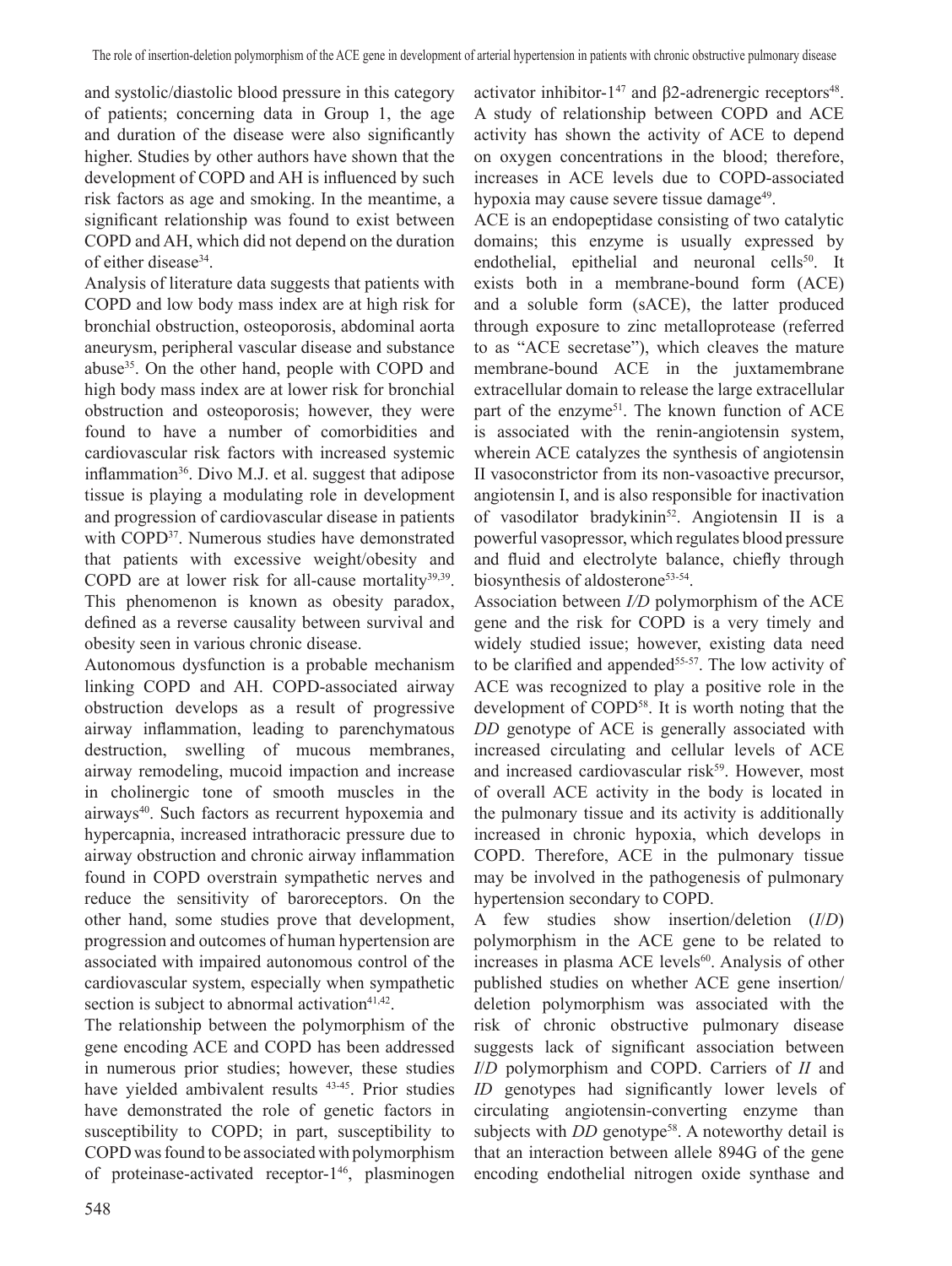and systolic/diastolic blood pressure in this category of patients; concerning data in Group 1, the age and duration of the disease were also significantly higher. Studies by other authors have shown that the development of COPD and AH is influenced by such risk factors as age and smoking. In the meantime, a significant relationship was found to exist between COPD and AH, which did not depend on the duration of either disease[34].

Analysis of literature data suggests that patients with COPD and low body mass index are at high risk for bronchial obstruction, osteoporosis, abdominal aorta aneurysm, peripheral vascular disease and substance abuse[35]. On the other hand, people with COPD and high body mass index are at lower risk for bronchial obstruction and osteoporosis; however, they were found to have a number of comorbidities and cardiovascular risk factors with increased systemic inflammation[36]. Divo M.J. et al. suggest that adipose tissue is playing a modulating role in development and progression of cardiovascular disease in patients with COPD[37]. Numerous studies have demonstrated that patients with excessive weight/obesity and COPD are at lower risk for all-cause mortality[39,39]. This phenomenon is known as obesity paradox, defined as a reverse causality between survival and obesity seen in various chronic disease.

Autonomous dysfunction is a probable mechanism linking COPD and AH. COPD-associated airway obstruction develops as a result of progressive airway inflammation, leading to parenchymatous destruction, swelling of mucous membranes, airway remodeling, mucoid impaction and increase in cholinergic tone of smooth muscles in the airways[40]. Such factors as recurrent hypoxemia and hypercapnia, increased intrathoracic pressure due to airway obstruction and chronic airway inflammation found in COPD overstrain sympathetic nerves and reduce the sensitivity of baroreceptors. On the other hand, some studies prove that development, progression and outcomes of human hypertension are associated with impaired autonomous control of the cardiovascular system, especially when sympathetic section is subject to abnormal activation[41,42].

The relationship between the polymorphism of the gene encoding ACE and COPD has been addressed in numerous prior studies; however, these studies have yielded ambivalent results [43-45]. Prior studies have demonstrated the role of genetic factors in susceptibility to COPD; in part, susceptibility to COPD was found to be associated with polymorphism of proteinase-activated receptor-1[46], plasminogen activator inhibitor-1[47] and β2-adrenergic receptors[48]. A study of relationship between COPD and ACE activity has shown the activity of ACE to depend on oxygen concentrations in the blood; therefore, increases in ACE levels due to COPD-associated hypoxia may cause severe tissue damage[49].

ACE is an endopeptidase consisting of two catalytic domains; this enzyme is usually expressed by endothelial, epithelial and neuronal cells[50]. It exists both in a membrane-bound form (ACE) and a soluble form (sACE), the latter produced through exposure to zinc metalloprotease (referred to as "ACE secretase"), which cleaves the mature membrane-bound ACE in the juxtamembrane extracellular domain to release the large extracellular part of the enzyme[51]. The known function of ACE is associated with the renin-angiotensin system, wherein ACE catalyzes the synthesis of angiotensin II vasoconstrictor from its non-vasoactive precursor, angiotensin I, and is also responsible for inactivation of vasodilator bradykinin[52]. Angiotensin II is a powerful vasopressor, which regulates blood pressure and fluid and electrolyte balance, chiefly through biosynthesis of aldosterone[53-54].

Association between *I/D* polymorphism of the ACE gene and the risk for COPD is a very timely and widely studied issue; however, existing data need to be clarified and appended[55-57]. The low activity of ACE was recognized to play a positive role in the development of COPD[58]. It is worth noting that the *DD* genotype of ACE is generally associated with increased circulating and cellular levels of ACE and increased cardiovascular risk[59]. However, most of overall ACE activity in the body is located in the pulmonary tissue and its activity is additionally increased in chronic hypoxia, which develops in COPD. Therefore, ACE in the pulmonary tissue may be involved in the pathogenesis of pulmonary hypertension secondary to COPD.

A few studies show insertion/deletion (*I*/*D*) polymorphism in the ACE gene to be related to increases in plasma ACE levels[60]. Analysis of other published studies on whether ACE gene insertion/deletion polymorphism was associated with the risk of chronic obstructive pulmonary disease suggests lack of significant association between *I*/*D* polymorphism and COPD. Carriers of *II* and *ID* genotypes had significantly lower levels of circulating angiotensin-converting enzyme than subjects with *DD* genotype[58]. A noteworthy detail is that an interaction between allele 894G of the gene encoding endothelial nitrogen oxide synthase and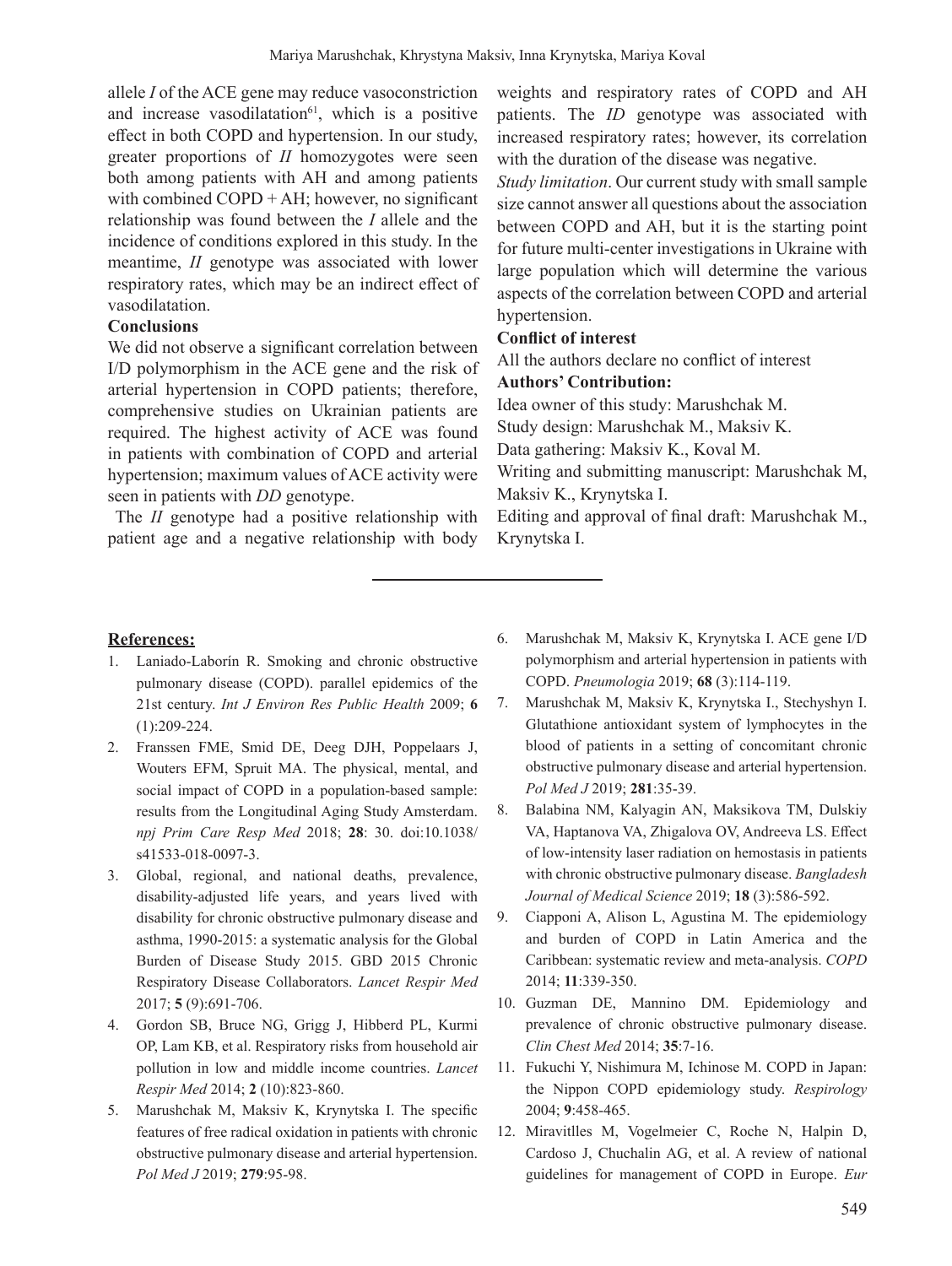allele *I* of the ACE gene may reduce vasoconstriction and increase vasodilatation[61], which is a positive effect in both COPD and hypertension. In our study, greater proportions of *II* homozygotes were seen both among patients with AH and among patients with combined COPD + AH; however, no significant relationship was found between the *I* allele and the incidence of conditions explored in this study. In the meantime, *II* genotype was associated with lower respiratory rates, which may be an indirect effect of vasodilatation.

**Conclusions**

We did not observe a significant correlation between I/D polymorphism in the ACE gene and the risk of arterial hypertension in COPD patients; therefore, comprehensive studies on Ukrainian patients are required. The highest activity of ACE was found in patients with combination of COPD and arterial hypertension; maximum values of ACE activity were seen in patients with *DD* genotype.

The *II* genotype had a positive relationship with patient age and a negative relationship with body weights and respiratory rates of COPD and AH patients. The *ID* genotype was associated with increased respiratory rates; however, its correlation with the duration of the disease was negative.

*Study limitation*. Our current study with small sample size cannot answer all questions about the association between COPD and AH, but it is the starting point for future multi-center investigations in Ukraine with large population which will determine the various aspects of the correlation between COPD and arterial hypertension.

**Conflict of interest**

All the authors declare no conflict of interest

**Authors' Contribution:**

Idea owner of this study: Marushchak M.

Study design: Marushchak M., Maksiv K.

Data gathering: Maksiv K., Koval M.

Writing and submitting manuscript: Marushchak M, Maksiv K., Krynytska I.

Editing and approval of final draft: Marushchak M., Krynytska I.

**References:**

1. Laniado-Laborín R. Smoking and chronic obstructive pulmonary disease (COPD). parallel epidemics of the 21st century. *Int J Environ Res Public Health* 2009; **6** (1):209-224.
2. Franssen FME, Smid DE, Deeg DJH, Poppelaars J, Wouters EFM, Spruit MA. The physical, mental, and social impact of COPD in a population-based sample: results from the Longitudinal Aging Study Amsterdam. *npj Prim Care Resp Med* 2018; **28**: 30. doi:10.1038/s41533-018-0097-3.
3. Global, regional, and national deaths, prevalence, disability-adjusted life years, and years lived with disability for chronic obstructive pulmonary disease and asthma, 1990-2015: a systematic analysis for the Global Burden of Disease Study 2015. GBD 2015 Chronic Respiratory Disease Collaborators. *Lancet Respir Med* 2017; **5** (9):691-706.
4. Gordon SB, Bruce NG, Grigg J, Hibberd PL, Kurmi OP, Lam KB, et al. Respiratory risks from household air pollution in low and middle income countries. *Lancet Respir Med* 2014; **2** (10):823-860.
5. Marushchak M, Maksiv K, Krynytska I. The specific features of free radical oxidation in patients with chronic obstructive pulmonary disease and arterial hypertension. *Pol Med J* 2019; **279**:95-98.
6. Marushchak M, Maksiv K, Krynytska I. ACE gene I/D polymorphism and arterial hypertension in patients with COPD. *Pneumologia* 2019; **68** (3):114-119.
7. Marushchak M, Maksiv K, Krynytska I., Stechyshyn I. Glutathione antioxidant system of lymphocytes in the blood of patients in a setting of concomitant chronic obstructive pulmonary disease and arterial hypertension. *Pol Med J* 2019; **281**:35-39.
8. Balabina NM, Kalyagin AN, Maksikova TM, Dulskiy VA, Haptanova VA, Zhigalova OV, Andreeva LS. Effect of low-intensity laser radiation on hemostasis in patients with chronic obstructive pulmonary disease. *Bangladesh Journal of Medical Science* 2019; **18** (3):586-592.
9. Ciapponi A, Alison L, Agustina M. The epidemiology and burden of COPD in Latin America and the Caribbean: systematic review and meta-analysis. *COPD* 2014; **11**:339-350.
10. Guzman DE, Mannino DM. Epidemiology and prevalence of chronic obstructive pulmonary disease. *Clin Chest Med* 2014; **35**:7-16.
11. Fukuchi Y, Nishimura M, Ichinose M. COPD in Japan: the Nippon COPD epidemiology study. *Respirology* 2004; **9**:458-465.
12. Miravitlles M, Vogelmeier C, Roche N, Halpin D, Cardoso J, Chuchalin AG, et al. A review of national guidelines for management of COPD in Europe. *Eur*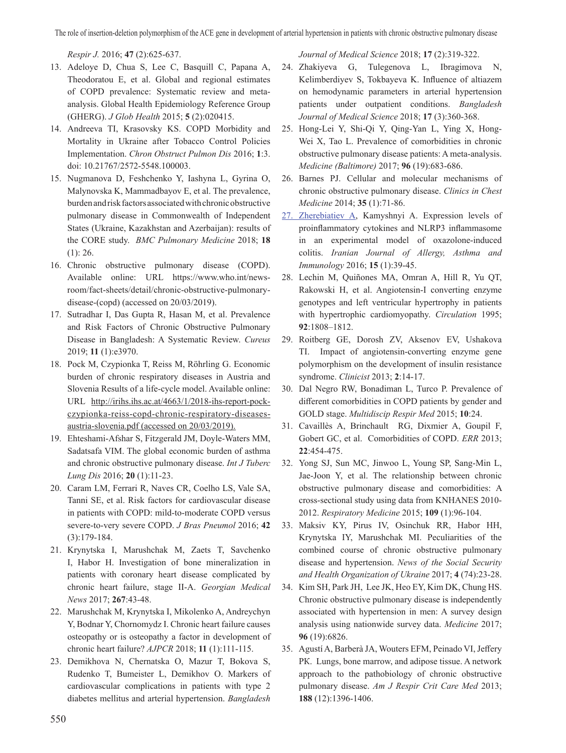*Respir J.* 2016; **47** (2):625-637.

13. Adeloye D, Chua S, Lee C, Basquill C, Papana A, Theodoratou E, et al. Global and regional estimates of COPD prevalence: Systematic review and meta-analysis. Global Health Epidemiology Reference Group (GHERG). *J Glob Health* 2015; **5** (2):020415.
14. Andreeva TI, Krasovsky KS. COPD Morbidity and Mortality in Ukraine after Tobacco Control Policies Implementation. *Chron Obstruct Pulmon Dis* 2016; **1**:3. doi: 10.21767/2572-5548.100003.
15. Nugmanova D, Feshchenko Y, Iashyna L, Gyrina O, Malynovska K, Mammadbayov E, et al. The prevalence, burden and risk factors associated with chronic obstructive pulmonary disease in Commonwealth of Independent States (Ukraine, Kazakhstan and Azerbaijan): results of the CORE study. *BMC Pulmonary Medicine* 2018; **18** (1): 26.
16. Chronic obstructive pulmonary disease (COPD). Available online: URL https://www.who.int/news-room/fact-sheets/detail/chronic-obstructive-pulmonary-disease-(copd) (accessed on 20/03/2019).
17. Sutradhar I, Das Gupta R, Hasan M, et al. Prevalence and Risk Factors of Chronic Obstructive Pulmonary Disease in Bangladesh: A Systematic Review. *Cureus* 2019; **11** (1):e3970.
18. Pock M, Czypionka T, Reiss M, Röhrling G. Economic burden of chronic respiratory diseases in Austria and Slovenia Results of a life-cycle model. Available online: URL http://irihs.ihs.ac.at/4663/1/2018-ihs-report-pock-czypionka-reiss-copd-chronic-respiratory-diseases-austria-slovenia.pdf (accessed on 20/03/2019).
19. Ehteshami-Afshar S, Fitzgerald JM, Doyle-Waters MM, Sadatsafa VIM. The global economic burden of asthma and chronic obstructive pulmonary disease. *Int J Tuberc Lung Dis* 2016; **20** (1):11-23.
20. Caram LM, Ferrari R, Naves CR, Coelho LS, Vale SA, Tanni SE, et al. Risk factors for cardiovascular disease in patients with COPD: mild-to-moderate COPD versus severe-to-very severe COPD. *J Bras Pneumol* 2016; **42** (3):179-184.
21. Krynytska I, Marushchak M, Zaets T, Savchenko I, Habor H. Investigation of bone mineralization in patients with coronary heart disease complicated by chronic heart failure, stage II-A. *Georgian Medical News* 2017; **267**:43-48.
22. Marushchak M, Krynytska I, Mikolenko A, Andreychyn Y, Bodnar Y, Chornomydz I. Chronic heart failure causes osteopathy or is osteopathy a factor in development of chronic heart failure? *AJPCR* 2018; **11** (1):111-115.
23. Demikhova N, Chernatska O, Mazur T, Bokova S, Rudenko T, Bumeister L, Demikhov O. Markers of cardiovascular complications in patients with type 2 diabetes mellitus and arterial hypertension. *Bangladesh Journal of Medical Science* 2018; **17** (2):319-322.
24. Zhakiyeva G, Tulegenova L, Ibragimova N, Kelimberdiyev S, Tokbayeva K. Influence of altiazem on hemodynamic parameters in arterial hypertension patients under outpatient conditions. *Bangladesh Journal of Medical Science* 2018; **17** (3):360-368.
25. Hong-Lei Y, Shi-Qi Y, Qing-Yan L, Ying X, Hong-Wei X, Tao L. Prevalence of comorbidities in chronic obstructive pulmonary disease patients: A meta-analysis. *Medicine (Baltimore)* 2017; **96** (19):683-686.
26. Barnes PJ. Cellular and molecular mechanisms of chronic obstructive pulmonary disease. *Clinics in Chest Medicine* 2014; **35** (1):71-86.
27. Zherebiatiev A, Kamyshnyi A. Expression levels of proinflammatory cytokines and NLRP3 inflammasome in an experimental model of oxazolone-induced colitis. *Iranian Journal of Allergy, Asthma and Immunology* 2016; **15** (1):39-45.
28. Lechin M, Quiñones MA, Omran A, Hill R, Yu QT, Rakowski H, et al. Angiotensin-I converting enzyme genotypes and left ventricular hypertrophy in patients with hypertrophic cardiomyopathy. *Circulation* 1995; **92**:1808–1812.
29. Roitberg GE, Dorosh ZV, Aksenov EV, Ushakova TI. Impact of angiotensin-converting enzyme gene polymorphism on the development of insulin resistance syndrome. *Clinicist* 2013; **2**:14-17.
30. Dal Negro RW, Bonadiman L, Turco P. Prevalence of different comorbidities in COPD patients by gender and GOLD stage. *Multidiscip Respir Med* 2015; **10**:24.
31. Cavaillès A, Brinchault RG, Dixmier A, Goupil F, Gobert GC, et al. Comorbidities of COPD. *ERR* 2013; **22**:454-475.
32. Yong SJ, Sun MC, Jinwoo L, Young SP, Sang-Min L, Jae-Joon Y, et al. The relationship between chronic obstructive pulmonary disease and comorbidities: A cross-sectional study using data from KNHANES 2010-2012. *Respiratory Medicine* 2015; **109** (1):96-104.
33. Maksiv KY, Pirus IV, Osinchuk RR, Habor HH, Krynytska IY, Marushchak MI. Peculiarities of the combined course of chronic obstructive pulmonary disease and hypertension. *News of the Social Security and Health Organization of Ukraine* 2017; **4** (74):23-28.
34. Kim SH, Park JH, Lee JK, Heo EY, Kim DK, Chung HS. Chronic obstructive pulmonary disease is independently associated with hypertension in men: A survey design analysis using nationwide survey data. *Medicine* 2017; **96** (19):6826.
35. Agustí A, Barberà JA, Wouters EFM, Peinado VI, Jeffery PK. Lungs, bone marrow, and adipose tissue. A network approach to the pathobiology of chronic obstructive pulmonary disease. *Am J Respir Crit Care Med* 2013; **188** (12):1396-1406.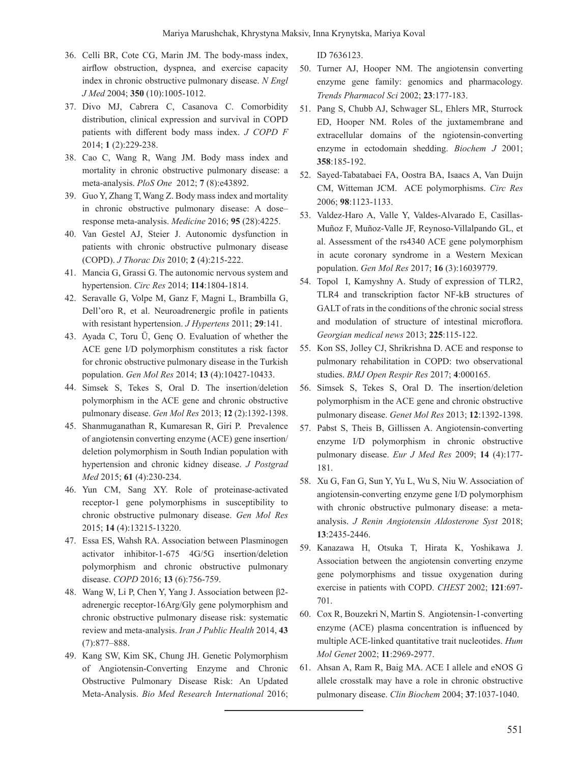36. Celli BR, Cote CG, Marin JM. The body-mass index, airflow obstruction, dyspnea, and exercise capacity index in chronic obstructive pulmonary disease. *N Engl J Med* 2004; **350** (10):1005-1012.
37. Divo MJ, Cabrera C, Casanova C. Comorbidity distribution, clinical expression and survival in COPD patients with different body mass index. *J COPD F* 2014; **1** (2):229-238.
38. Cao C, Wang R, Wang JM. Body mass index and mortality in chronic obstructive pulmonary disease: a meta-analysis. *PloS One* 2012; **7** (8):e43892.
39. Guo Y, Zhang T, Wang Z. Body mass index and mortality in chronic obstructive pulmonary disease: A dose–response meta-analysis. *Medicine* 2016; **95** (28):4225.
40. Van Gestel AJ, Steier J. Autonomic dysfunction in patients with chronic obstructive pulmonary disease (COPD). *J Thorac Dis* 2010; **2** (4):215-222.
41. Mancia G, Grassi G. The autonomic nervous system and hypertension. *Circ Res* 2014; **114**:1804-1814.
42. Seravalle G, Volpe M, Ganz F, Magni L, Brambilla G, Dell'oro R, et al. Neuroadrenergic profile in patients with resistant hypertension. *J Hypertens* 2011; **29**:141.
43. Ayada C, Toru Ü, Genç O. Evaluation of whether the ACE gene I/D polymorphism constitutes a risk factor for chronic obstructive pulmonary disease in the Turkish population. *Gen Mol Res* 2014; **13** (4):10427-10433.
44. Simsek S, Tekes S, Oral D. The insertion/deletion polymorphism in the ACE gene and chronic obstructive pulmonary disease. *Gen Mol Res* 2013; **12** (2):1392-1398.
45. Shanmuganathan R, Kumaresan R, Giri P. Prevalence of angiotensin converting enzyme (ACE) gene insertion/deletion polymorphism in South Indian population with hypertension and chronic kidney disease. *J Postgrad Med* 2015; **61** (4):230-234.
46. Yun CM, Sang XY. Role of proteinase-activated receptor-1 gene polymorphisms in susceptibility to chronic obstructive pulmonary disease. *Gen Mol Res* 2015; **14** (4):13215-13220.
47. Essa ES, Wahsh RA. Association between Plasminogen activator inhibitor-1-675 4G/5G insertion/deletion polymorphism and chronic obstructive pulmonary disease. *COPD* 2016; **13** (6):756-759.
48. Wang W, Li P, Chen Y, Yang J. Association between β2-adrenergic receptor-16Arg/Gly gene polymorphism and chronic obstructive pulmonary disease risk: systematic review and meta-analysis. *Iran J Public Health* 2014, **43** (7):877–888.
49. Kang SW, Kim SK, Chung JH. Genetic Polymorphism of Angiotensin-Converting Enzyme and Chronic Obstructive Pulmonary Disease Risk: An Updated Meta-Analysis. *Bio Med Research International* 2016; ID 7636123.
50. Turner AJ, Hooper NM. The angiotensin converting enzyme gene family: genomics and pharmacology. *Trends Pharmacol Sci* 2002; **23**:177-183.
51. Pang S, Chubb AJ, Schwager SL, Ehlers MR, Sturrock ED, Hooper NM. Roles of the juxtamembrane and extracellular domains of the ngiotensin-converting enzyme in ectodomain shedding. *Biochem J* 2001; **358**:185-192.
52. Sayed-Tabatabaei FA, Oostra BA, Isaacs A, Van Duijn CM, Witteman JCM. ACE polymorphisms. *Circ Res* 2006; **98**:1123-1133.
53. Valdez-Haro A, Valle Y, Valdes-Alvarado E, Casillas-Muñoz F, Muñoz-Valle JF, Reynoso-Villalpando GL, et al. Assessment of the rs4340 ACE gene polymorphism in acute coronary syndrome in a Western Mexican population. *Gen Mol Res* 2017; **16** (3):16039779.
54. Topol I, Kamyshny A. Study of expression of TLR2, TLR4 and transckription factor NF-kB structures of GALT of rats in the conditions of the chronic social stress and modulation of structure of intestinal microflora. *Georgian medical news* 2013; **225**:115-122.
55. Kon SS, Jolley CJ, Shrikrishna D. ACE and response to pulmonary rehabilitation in COPD: two observational studies. *BMJ Open Respir Res* 2017; **4**:000165.
56. Simsek S, Tekes S, Oral D. The insertion/deletion polymorphism in the ACE gene and chronic obstructive pulmonary disease. *Genet Mol Res* 2013; **12**:1392-1398.
57. Pabst S, Theis B, Gillissen A. Angiotensin-converting enzyme I/D polymorphism in chronic obstructive pulmonary disease. *Eur J Med Res* 2009; **14** (4):177-181.
58. Xu G, Fan G, Sun Y, Yu L, Wu S, Niu W. Association of angiotensin-converting enzyme gene I/D polymorphism with chronic obstructive pulmonary disease: a meta-analysis. *J Renin Angiotensin Aldosterone Syst* 2018; **13**:2435-2446.
59. Kanazawa H, Otsuka T, Hirata K, Yoshikawa J. Association between the angiotensin converting enzyme gene polymorphisms and tissue oxygenation during exercise in patients with COPD. *CHEST* 2002; **121**:697-701.
60. Cox R, Bouzekri N, Martin S. Angiotensin-1-converting enzyme (ACE) plasma concentration is influenced by multiple ACE-linked quantitative trait nucleotides. *Hum Mol Genet* 2002; **11**:2969-2977.
61. Ahsan A, Ram R, Baig MA. ACE I allele and eNOS G allele crosstalk may have a role in chronic obstructive pulmonary disease. *Clin Biochem* 2004; **37**:1037-1040.